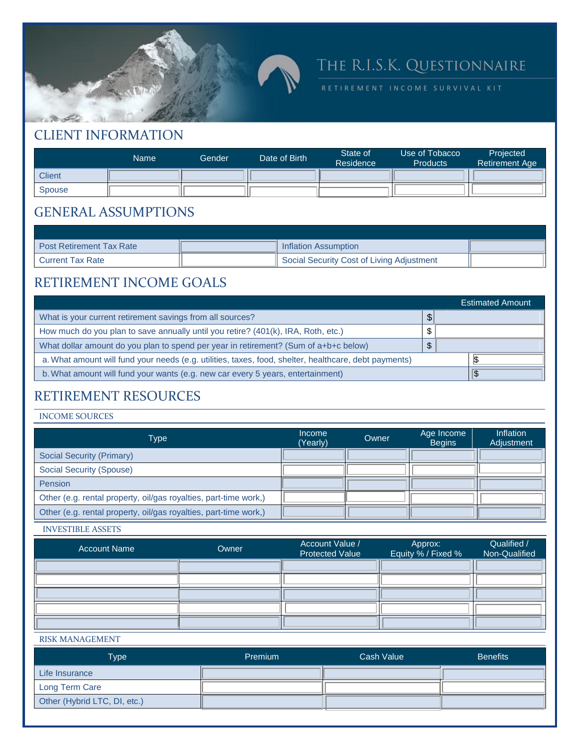# THE R.I.S.K. QUESTIONNAIRE

RETIREMENT INCOME SURVIVAL KIT

## CLIENT INFORMATION

| | Name | Gender | Date of Birth | State of Residence | Use of Tobacco Products | Projected Retirement Age |
|---|---|---|---|---|---|---|
| Client | | | | | | |
| Spouse | | | | | | |

## GENERAL ASSUMPTIONS

| | | | |
|---|---|---|---|
| Post Retirement Tax Rate | | Inflation Assumption | |
| Current Tax Rate | | Social Security Cost of Living Adjustment | |

## RETIREMENT INCOME GOALS

| | Estimated Amount |
|---|---|
| What is your current retirement savings from all sources? | $ |
| How much do you plan to save annually until you retire? (401(k), IRA, Roth, etc.) | $ |
| What dollar amount do you plan to spend per year in retirement? (Sum of a+b+c below) | $ |
| a. What amount will fund your needs (e.g. utilities, taxes, food, shelter, healthcare, debt payments) | $ |
| b. What amount will fund your wants (e.g. new car every 5 years, entertainment) | $ |

## RETIREMENT RESOURCES

### INCOME SOURCES

| Type | Income (Yearly) | Owner | Age Income Begins | Inflation Adjustment |
|---|---|---|---|---|
| Social Security (Primary) | | | | |
| Social Security (Spouse) | | | | |
| Pension | | | | |
| Other (e.g. rental property, oil/gas royalties, part-time work,) | | | | |
| Other (e.g. rental property, oil/gas royalties, part-time work,) | | | | |

### INVESTIBLE ASSETS

| Account Name | Owner | Account Value / Protected Value | Approx: Equity % / Fixed % | Qualified / Non-Qualified |
|---|---|---|---|---|
| | | | | |
| | | | | |
| | | | | |
| | | | | |
| | | | | |

### RISK MANAGEMENT

| Type | Premium | Cash Value | Benefits |
|---|---|---|---|
| Life Insurance | | | |
| Long Term Care | | | |
| Other (Hybrid LTC, DI, etc.) | | | |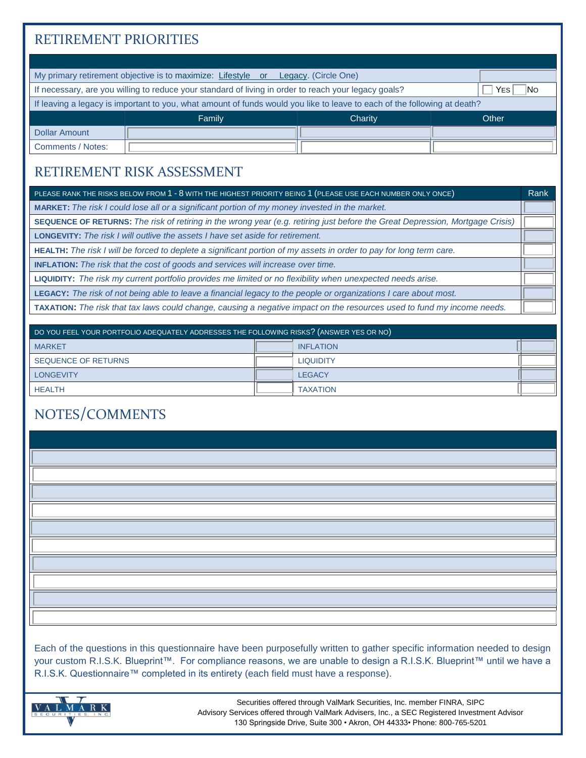## RETIREMENT PRIORITIES

| | | | |
|---|---|---|---|
| My primary retirement objective is to maximize: Lifestyle or Legacy. (Circle One) | | | |
| If necessary, are you willing to reduce your standard of living in order to reach your legacy goals? | | | ☐ YES ☐ NO |
| If leaving a legacy is important to you, what amount of funds would you like to leave to each of the following at death? | | | |
| | Family | Charity | Other |
| Dollar Amount | | | |
| Comments / Notes: | | | |

## RETIREMENT RISK ASSESSMENT

| PLEASE RANK THE RISKS BELOW FROM 1 - 8 WITH THE HIGHEST PRIORITY BEING 1 (PLEASE USE EACH NUMBER ONLY ONCE) | Rank |
|---|---|
| **MARKET:** *The risk I could lose all or a significant portion of my money invested in the market.* | |
| **SEQUENCE OF RETURNS:** *The risk of retiring in the wrong year (e.g. retiring just before the Great Depression, Mortgage Crisis)* | |
| **LONGEVITY:** *The risk I will outlive the assets I have set aside for retirement.* | |
| **HEALTH:** *The risk I will be forced to deplete a significant portion of my assets in order to pay for long term care.* | |
| **INFLATION:** *The risk that the cost of goods and services will increase over time.* | |
| **LIQUIDITY:** *The risk my current portfolio provides me limited or no flexibility when unexpected needs arise.* | |
| **LEGACY:** *The risk of not being able to leave a financial legacy to the people or organizations I care about most.* | |
| **TAXATION:** *The risk that tax laws could change, causing a negative impact on the resources used to fund my income needs.* | |

| DO YOU FEEL YOUR PORTFOLIO ADEQUATELY ADDRESSES THE FOLLOWING RISKS? (ANSWER YES OR NO) | | | |
|---|---|---|---|
| MARKET | | INFLATION | |
| SEQUENCE OF RETURNS | | LIQUIDITY | |
| LONGEVITY | | LEGACY | |
| HEALTH | | TAXATION | |

## NOTES/COMMENTS

Each of the questions in this questionnaire have been purposefully written to gather specific information needed to design your custom R.I.S.K. Blueprint™. For compliance reasons, we are unable to design a R.I.S.K. Blueprint™ until we have a R.I.S.K. Questionnaire™ completed in its entirety (each field must have a response).

VALMARK SECURITIES, INC.

Securities offered through ValMark Securities, Inc. member FINRA, SIPC
Advisory Services offered through ValMark Advisers, Inc., a SEC Registered Investment Advisor
130 Springside Drive, Suite 300 • Akron, OH 44333• Phone: 800-765-5201